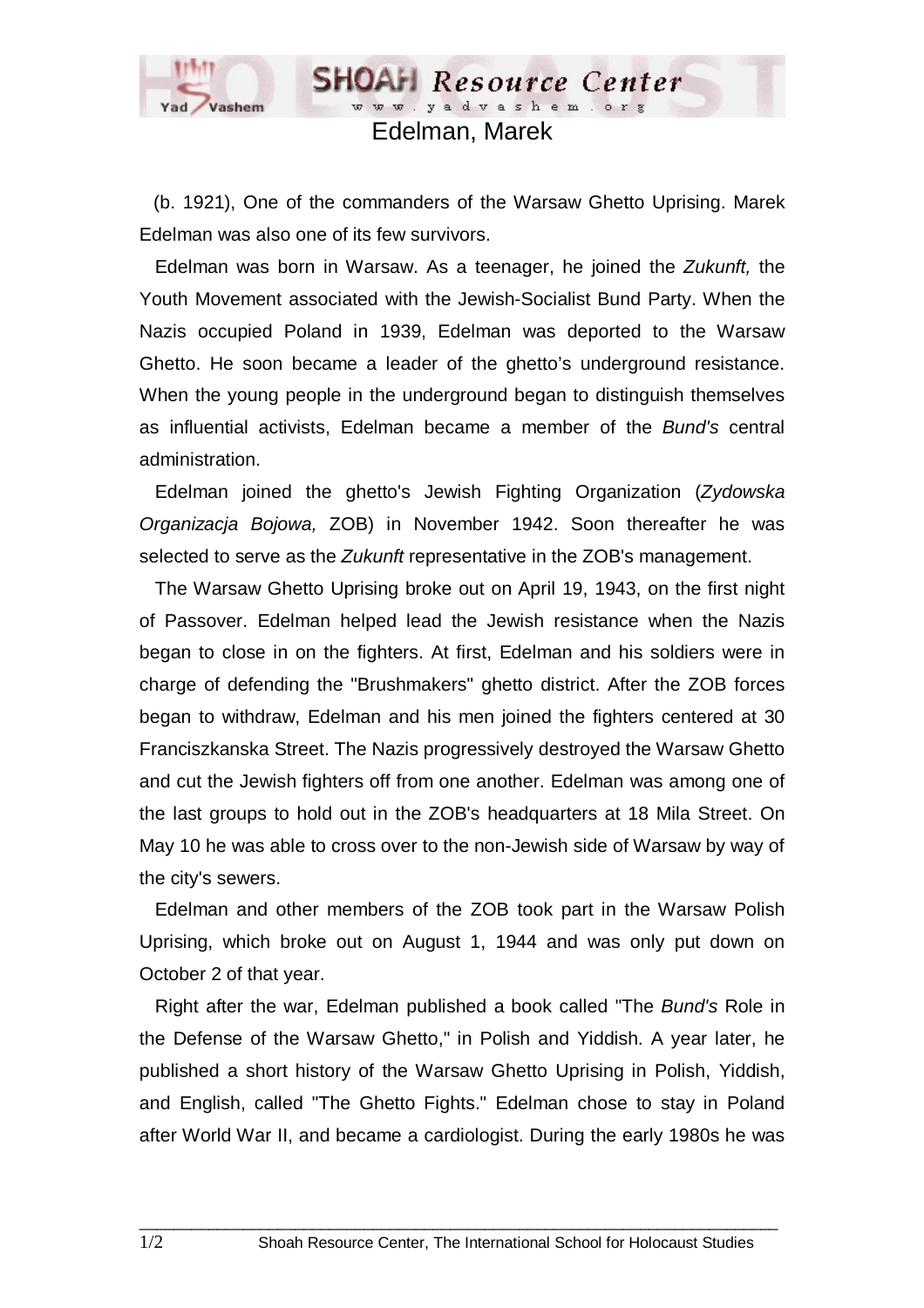# Edelman, Marek

(b. 1921), One of the commanders of the Warsaw Ghetto Uprising. Marek Edelman was also one of its few survivors.

Edelman was born in Warsaw. As a teenager, he joined the *Zukunft,* the Youth Movement associated with the Jewish-Socialist Bund Party. When the Nazis occupied Poland in 1939, Edelman was deported to the Warsaw Ghetto. He soon became a leader of the ghetto's underground resistance. When the young people in the underground began to distinguish themselves as influential activists, Edelman became a member of the *Bund's* central administration.

Edelman joined the ghetto's Jewish Fighting Organization (*Zydowska Organizacja Bojowa,* ZOB) in November 1942. Soon thereafter he was selected to serve as the *Zukunft* representative in the ZOB's management.

The Warsaw Ghetto Uprising broke out on April 19, 1943, on the first night of Passover. Edelman helped lead the Jewish resistance when the Nazis began to close in on the fighters. At first, Edelman and his soldiers were in charge of defending the "Brushmakers" ghetto district. After the ZOB forces began to withdraw, Edelman and his men joined the fighters centered at 30 Franciszkanska Street. The Nazis progressively destroyed the Warsaw Ghetto and cut the Jewish fighters off from one another. Edelman was among one of the last groups to hold out in the ZOB's headquarters at 18 Mila Street. On May 10 he was able to cross over to the non-Jewish side of Warsaw by way of the city's sewers.

Edelman and other members of the ZOB took part in the Warsaw Polish Uprising, which broke out on August 1, 1944 and was only put down on October 2 of that year.

Right after the war, Edelman published a book called "The *Bund's* Role in the Defense of the Warsaw Ghetto," in Polish and Yiddish. A year later, he published a short history of the Warsaw Ghetto Uprising in Polish, Yiddish, and English, called "The Ghetto Fights." Edelman chose to stay in Poland after World War II, and became a cardiologist. During the early 1980s he was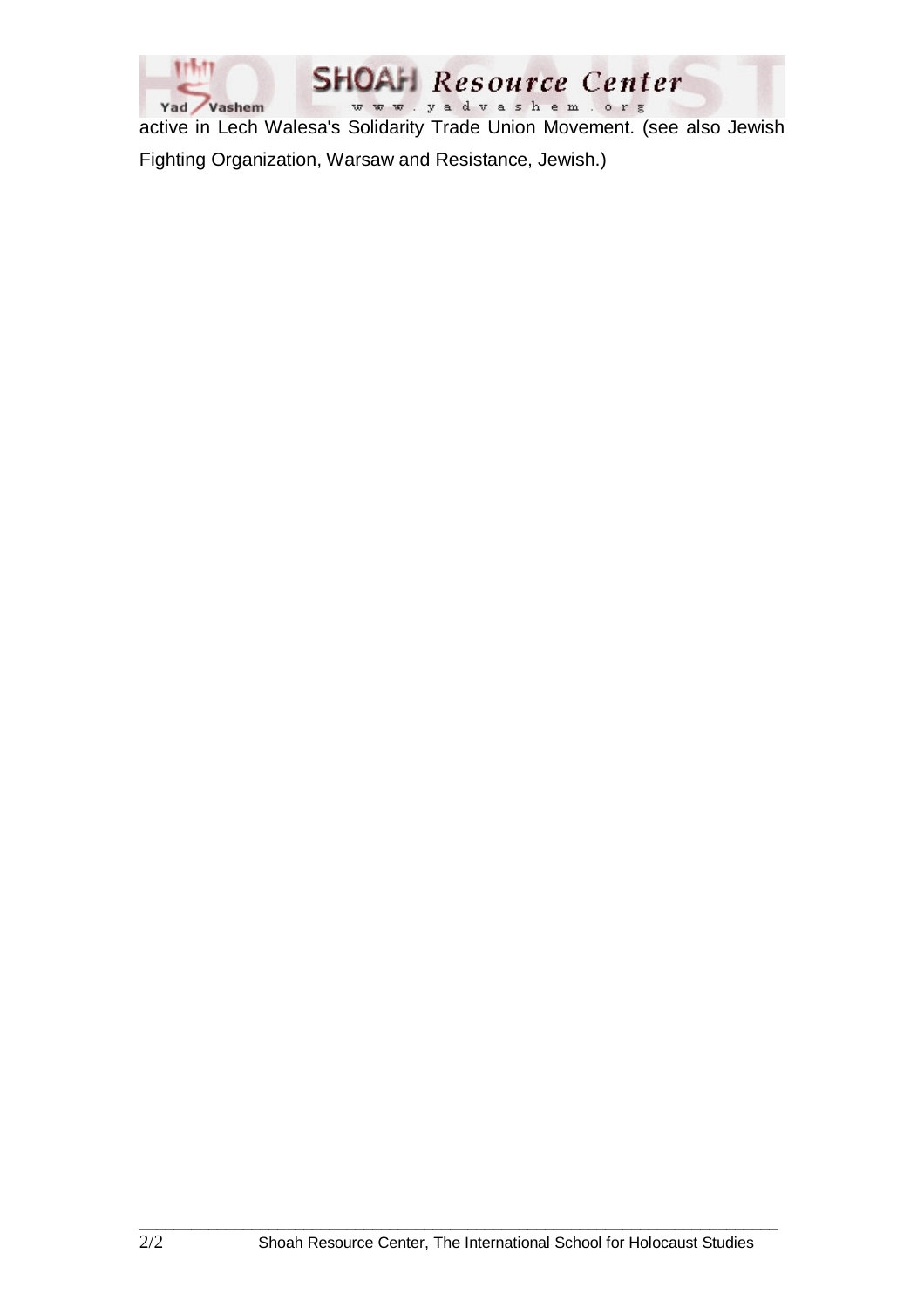active in Lech Walesa's Solidarity Trade Union Movement. (see also Jewish Fighting Organization, Warsaw and Resistance, Jewish.)